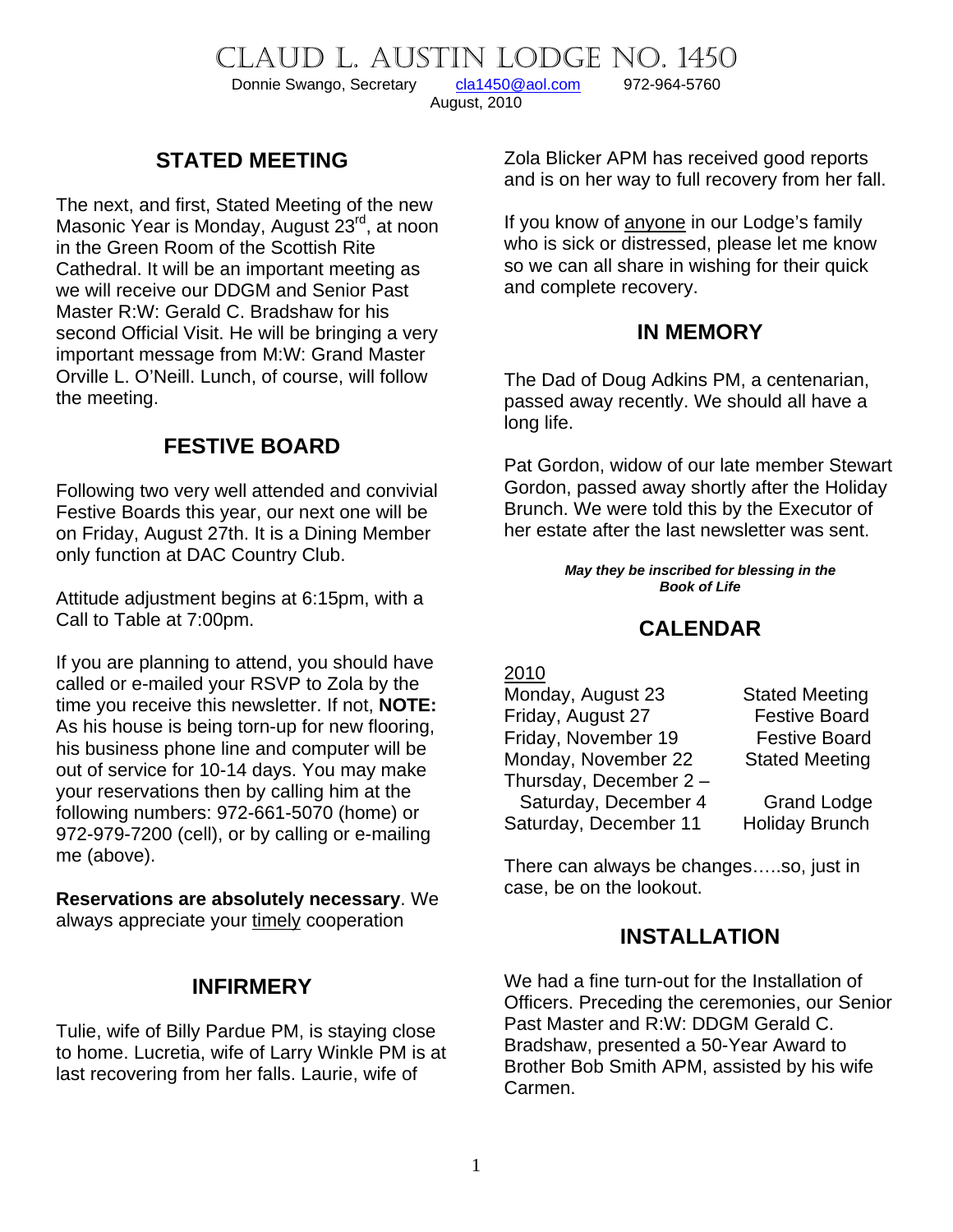# CLAUD L. AUSTIN LODGE NO. 1450

Donnie Swango, Secretary    cla1450@aol.com    972-964-5760

August, 2010

## STATED MEETING

The next, and first, Stated Meeting of the new Masonic Year is Monday, August 23rd, at noon in the Green Room of the Scottish Rite Cathedral. It will be an important meeting as we will receive our DDGM and Senior Past Master R:W: Gerald C. Bradshaw for his second Official Visit. He will be bringing a very important message from M:W: Grand Master Orville L. O'Neill. Lunch, of course, will follow the meeting.

## FESTIVE BOARD

Following two very well attended and convivial Festive Boards this year, our next one will be on Friday, August 27th. It is a Dining Member only function at DAC Country Club.

Attitude adjustment begins at 6:15pm, with a Call to Table at 7:00pm.

If you are planning to attend, you should have called or e-mailed your RSVP to Zola by the time you receive this newsletter. If not, **NOTE:** As his house is being torn-up for new flooring, his business phone line and computer will be out of service for 10-14 days. You may make your reservations then by calling him at the following numbers: 972-661-5070 (home) or 972-979-7200 (cell), or by calling or e-mailing me (above).

**Reservations are absolutely necessary**. We always appreciate your timely cooperation

## INFIRMERY

Tulie, wife of Billy Pardue PM, is staying close to home. Lucretia, wife of Larry Winkle PM is at last recovering from her falls. Laurie, wife of Zola Blicker APM has received good reports and is on her way to full recovery from her fall.

If you know of anyone in our Lodge's family who is sick or distressed, please let me know so we can all share in wishing for their quick and complete recovery.

## IN MEMORY

The Dad of Doug Adkins PM, a centenarian, passed away recently. We should all have a long life.

Pat Gordon, widow of our late member Stewart Gordon, passed away shortly after the Holiday Brunch. We were told this by the Executor of her estate after the last newsletter was sent.

***May they be inscribed for blessing in the Book of Life***

## CALENDAR

2010

| | |
|---|---|
| Monday, August 23 | Stated Meeting |
| Friday, August 27 | Festive Board |
| Friday, November 19 | Festive Board |
| Monday, November 22 | Stated Meeting |
| Thursday, December 2 – Saturday, December 4 | Grand Lodge |
| Saturday, December 11 | Holiday Brunch |

There can always be changes…..so, just in case, be on the lookout.

## INSTALLATION

We had a fine turn-out for the Installation of Officers. Preceding the ceremonies, our Senior Past Master and R:W: DDGM Gerald C. Bradshaw, presented a 50-Year Award to Brother Bob Smith APM, assisted by his wife Carmen.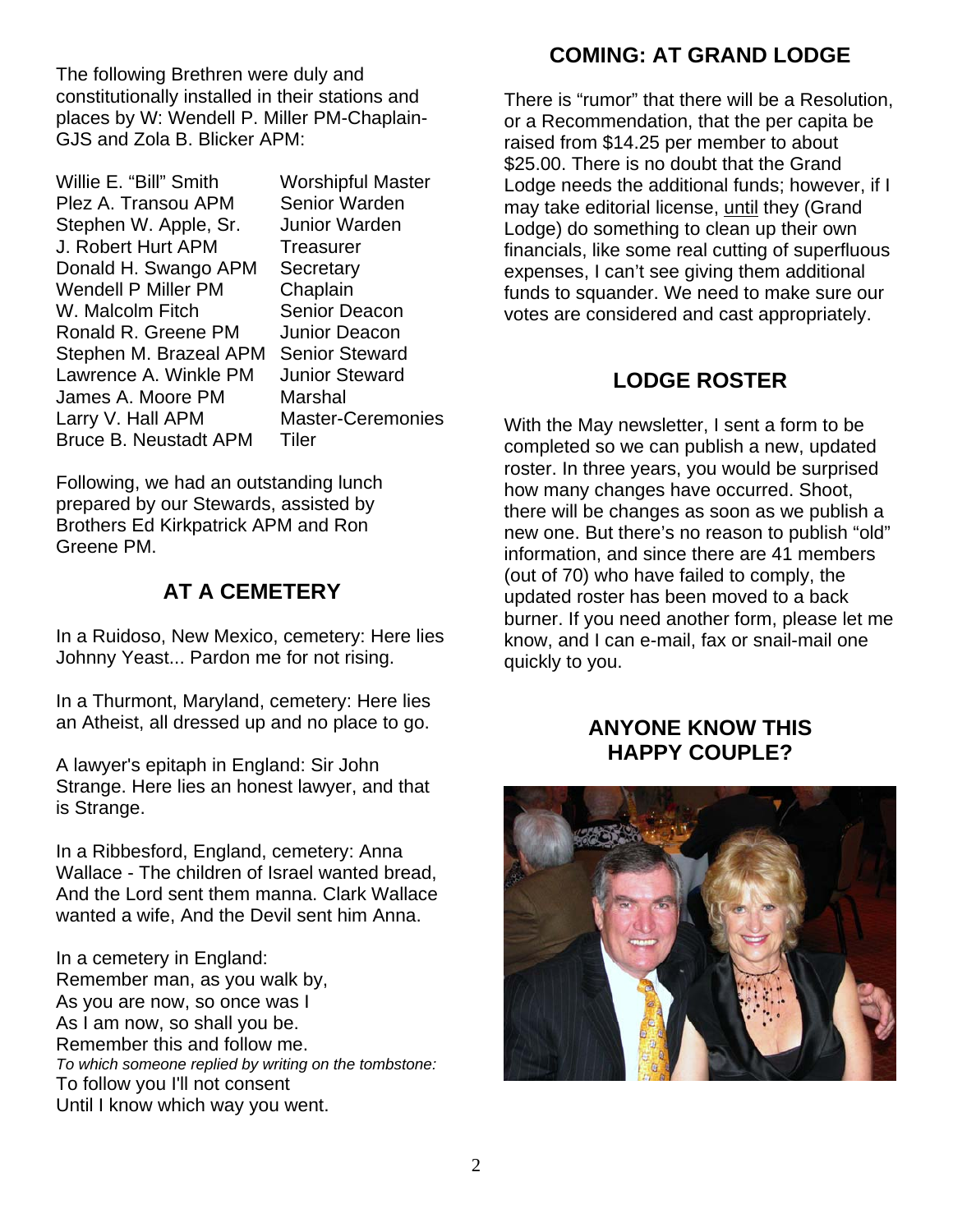The following Brethren were duly and constitutionally installed in their stations and places by W: Wendell P. Miller PM-Chaplain-GJS and Zola B. Blicker APM:

| | |
|---|---|
| Willie E. "Bill" Smith | Worshipful Master |
| Plez A. Transou APM | Senior Warden |
| Stephen W. Apple, Sr. | Junior Warden |
| J. Robert Hurt APM | Treasurer |
| Donald H. Swango APM | Secretary |
| Wendell P Miller PM | Chaplain |
| W. Malcolm Fitch | Senior Deacon |
| Ronald R. Greene PM | Junior Deacon |
| Stephen M. Brazeal APM | Senior Steward |
| Lawrence A. Winkle PM | Junior Steward |
| James A. Moore PM | Marshal |
| Larry V. Hall APM | Master-Ceremonies |
| Bruce B. Neustadt APM | Tiler |

Following, we had an outstanding lunch prepared by our Stewards, assisted by Brothers Ed Kirkpatrick APM and Ron Greene PM.

## AT A CEMETERY

In a Ruidoso, New Mexico, cemetery: Here lies Johnny Yeast... Pardon me for not rising.

In a Thurmont, Maryland, cemetery: Here lies an Atheist, all dressed up and no place to go.

A lawyer's epitaph in England: Sir John Strange. Here lies an honest lawyer, and that is Strange.

In a Ribbesford, England, cemetery: Anna Wallace - The children of Israel wanted bread, And the Lord sent them manna. Clark Wallace wanted a wife, And the Devil sent him Anna.

In a cemetery in England:
Remember man, as you walk by,
As you are now, so once was I
As I am now, so shall you be.
Remember this and follow me.
*To which someone replied by writing on the tombstone:*
To follow you I'll not consent
Until I know which way you went.

## COMING: AT GRAND LODGE

There is "rumor" that there will be a Resolution, or a Recommendation, that the per capita be raised from $14.25 per member to about $25.00. There is no doubt that the Grand Lodge needs the additional funds; however, if I may take editorial license, <u>until</u> they (Grand Lodge) do something to clean up their own financials, like some real cutting of superfluous expenses, I can't see giving them additional funds to squander. We need to make sure our votes are considered and cast appropriately.

## LODGE ROSTER

With the May newsletter, I sent a form to be completed so we can publish a new, updated roster. In three years, you would be surprised how many changes have occurred. Shoot, there will be changes as soon as we publish a new one. But there's no reason to publish "old" information, and since there are 41 members (out of 70) who have failed to comply, the updated roster has been moved to a back burner. If you need another form, please let me know, and I can e-mail, fax or snail-mail one quickly to you.

## ANYONE KNOW THIS HAPPY COUPLE?